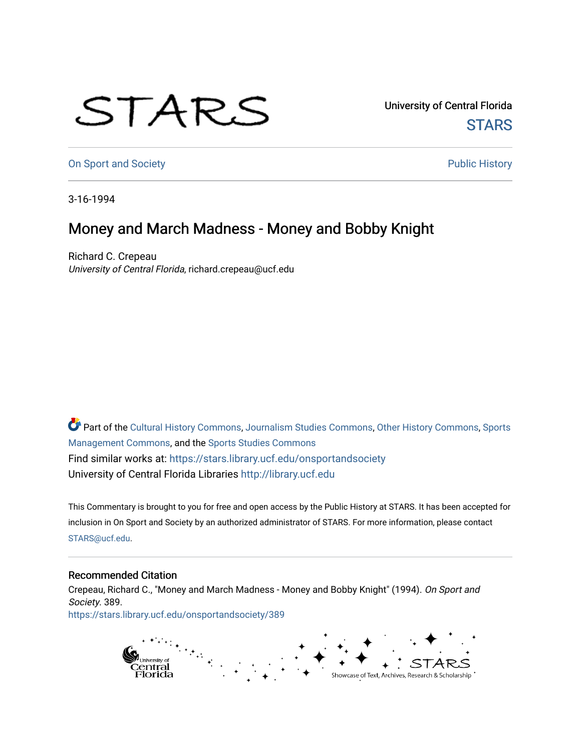University of Central Florida

STARS

On Sport and Society

Public History

3-16-1994

# Money and March Madness - Money and Bobby Knight

Richard C. Crepeau

*University of Central Florida*, richard.crepeau@ucf.edu

Part of the Cultural History Commons, Journalism Studies Commons, Other History Commons, Sports Management Commons, and the Sports Studies Commons

Find similar works at: https://stars.library.ucf.edu/onsportandsociety

University of Central Florida Libraries http://library.ucf.edu

This Commentary is brought to you for free and open access by the Public History at STARS. It has been accepted for inclusion in On Sport and Society by an authorized administrator of STARS. For more information, please contact STARS@ucf.edu.

## Recommended Citation

Crepeau, Richard C., "Money and March Madness - Money and Bobby Knight" (1994). *On Sport and Society*. 389.

https://stars.library.ucf.edu/onsportandsociety/389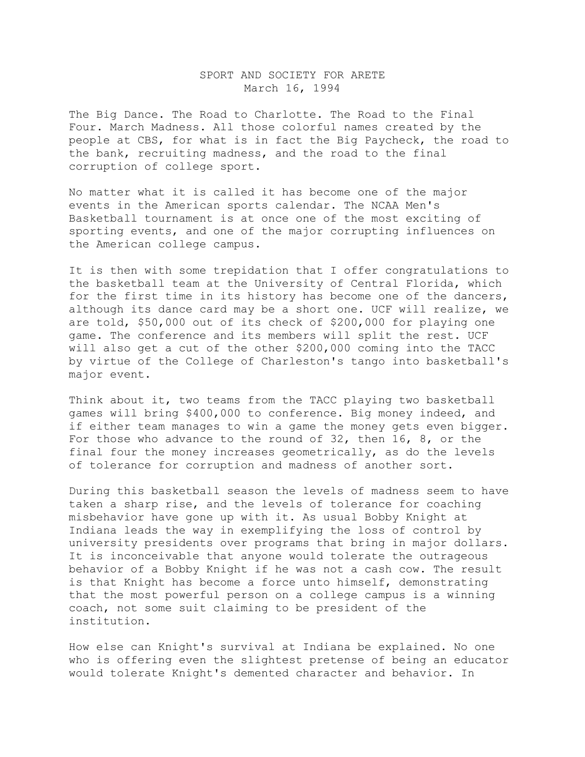SPORT AND SOCIETY FOR ARETE
March 16, 1994

The Big Dance. The Road to Charlotte. The Road to the Final Four. March Madness. All those colorful names created by the people at CBS, for what is in fact the Big Paycheck, the road to the bank, recruiting madness, and the road to the final corruption of college sport.

No matter what it is called it has become one of the major events in the American sports calendar. The NCAA Men's Basketball tournament is at once one of the most exciting of sporting events, and one of the major corrupting influences on the American college campus.

It is then with some trepidation that I offer congratulations to the basketball team at the University of Central Florida, which for the first time in its history has become one of the dancers, although its dance card may be a short one. UCF will realize, we are told, $50,000 out of its check of $200,000 for playing one game. The conference and its members will split the rest. UCF will also get a cut of the other $200,000 coming into the TACC by virtue of the College of Charleston's tango into basketball's major event.

Think about it, two teams from the TACC playing two basketball games will bring $400,000 to conference. Big money indeed, and if either team manages to win a game the money gets even bigger. For those who advance to the round of 32, then 16, 8, or the final four the money increases geometrically, as do the levels of tolerance for corruption and madness of another sort.

During this basketball season the levels of madness seem to have taken a sharp rise, and the levels of tolerance for coaching misbehavior have gone up with it. As usual Bobby Knight at Indiana leads the way in exemplifying the loss of control by university presidents over programs that bring in major dollars. It is inconceivable that anyone would tolerate the outrageous behavior of a Bobby Knight if he was not a cash cow. The result is that Knight has become a force unto himself, demonstrating that the most powerful person on a college campus is a winning coach, not some suit claiming to be president of the institution.

How else can Knight's survival at Indiana be explained. No one who is offering even the slightest pretense of being an educator would tolerate Knight's demented character and behavior. In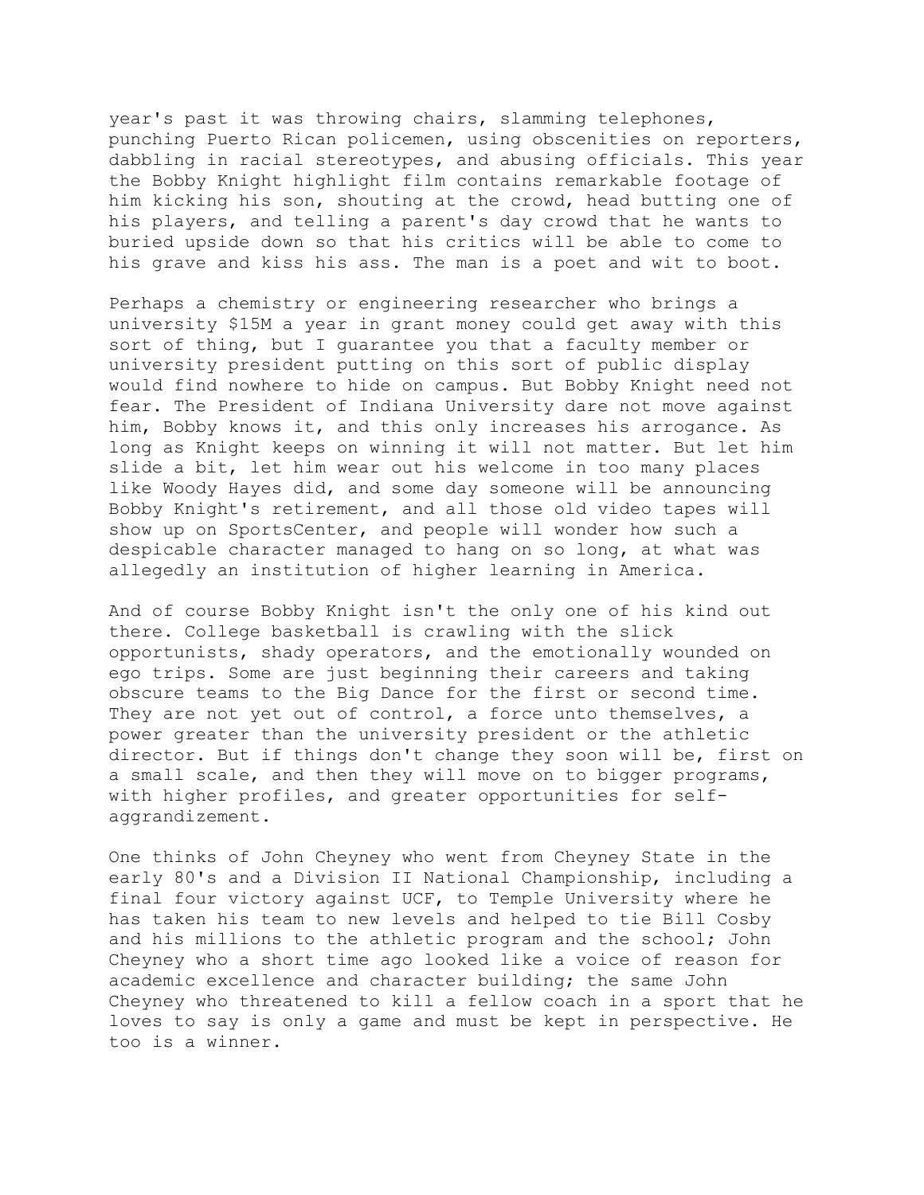year's past it was throwing chairs, slamming telephones, punching Puerto Rican policemen, using obscenities on reporters, dabbling in racial stereotypes, and abusing officials. This year the Bobby Knight highlight film contains remarkable footage of him kicking his son, shouting at the crowd, head butting one of his players, and telling a parent's day crowd that he wants to buried upside down so that his critics will be able to come to his grave and kiss his ass. The man is a poet and wit to boot.

Perhaps a chemistry or engineering researcher who brings a university $15M a year in grant money could get away with this sort of thing, but I guarantee you that a faculty member or university president putting on this sort of public display would find nowhere to hide on campus. But Bobby Knight need not fear. The President of Indiana University dare not move against him, Bobby knows it, and this only increases his arrogance. As long as Knight keeps on winning it will not matter. But let him slide a bit, let him wear out his welcome in too many places like Woody Hayes did, and some day someone will be announcing Bobby Knight's retirement, and all those old video tapes will show up on SportsCenter, and people will wonder how such a despicable character managed to hang on so long, at what was allegedly an institution of higher learning in America.

And of course Bobby Knight isn't the only one of his kind out there. College basketball is crawling with the slick opportunists, shady operators, and the emotionally wounded on ego trips. Some are just beginning their careers and taking obscure teams to the Big Dance for the first or second time. They are not yet out of control, a force unto themselves, a power greater than the university president or the athletic director. But if things don't change they soon will be, first on a small scale, and then they will move on to bigger programs, with higher profiles, and greater opportunities for self-aggrandizement.

One thinks of John Cheyney who went from Cheyney State in the early 80's and a Division II National Championship, including a final four victory against UCF, to Temple University where he has taken his team to new levels and helped to tie Bill Cosby and his millions to the athletic program and the school; John Cheyney who a short time ago looked like a voice of reason for academic excellence and character building; the same John Cheyney who threatened to kill a fellow coach in a sport that he loves to say is only a game and must be kept in perspective. He too is a winner.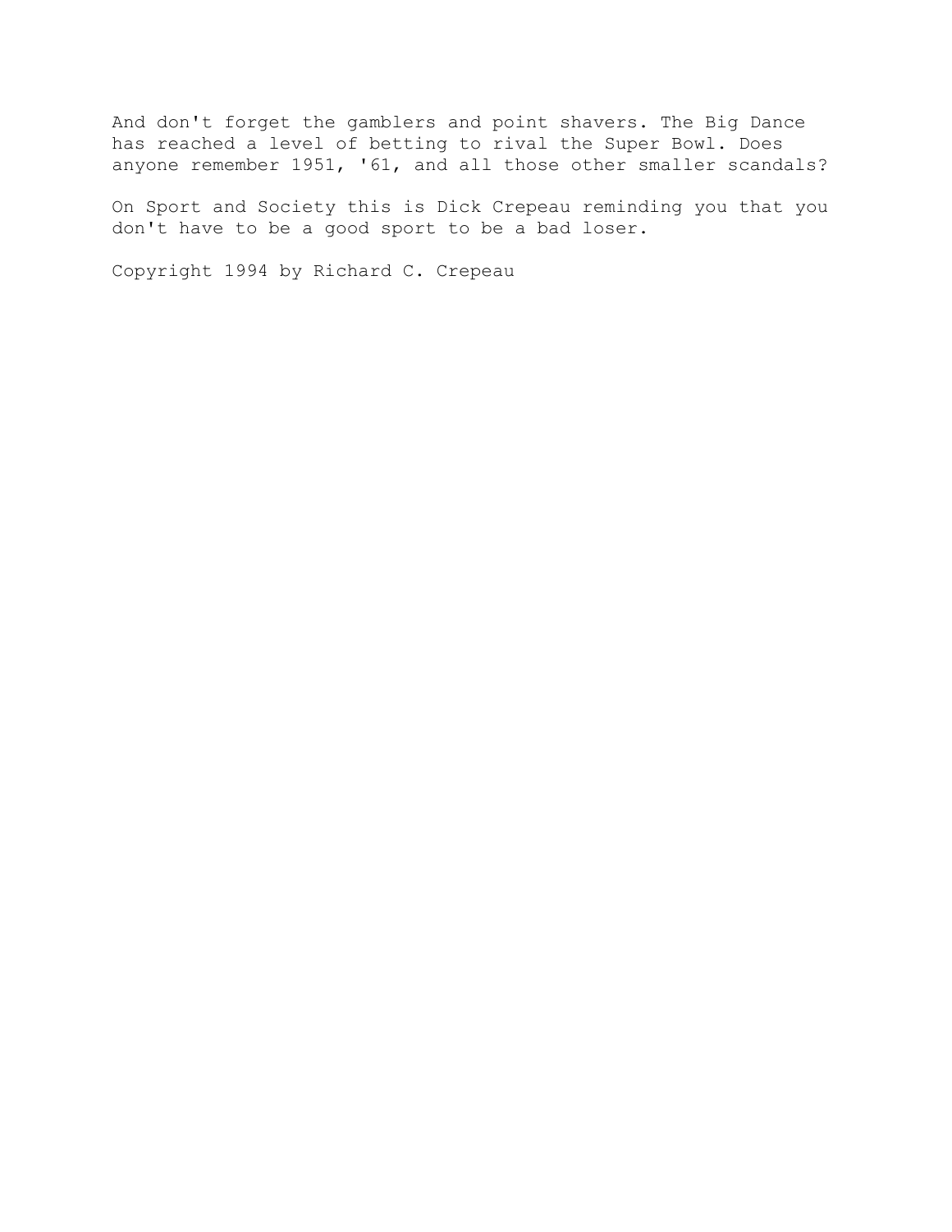And don't forget the gamblers and point shavers. The Big Dance has reached a level of betting to rival the Super Bowl. Does anyone remember 1951, '61, and all those other smaller scandals?

On Sport and Society this is Dick Crepeau reminding you that you don't have to be a good sport to be a bad loser.

Copyright 1994 by Richard C. Crepeau